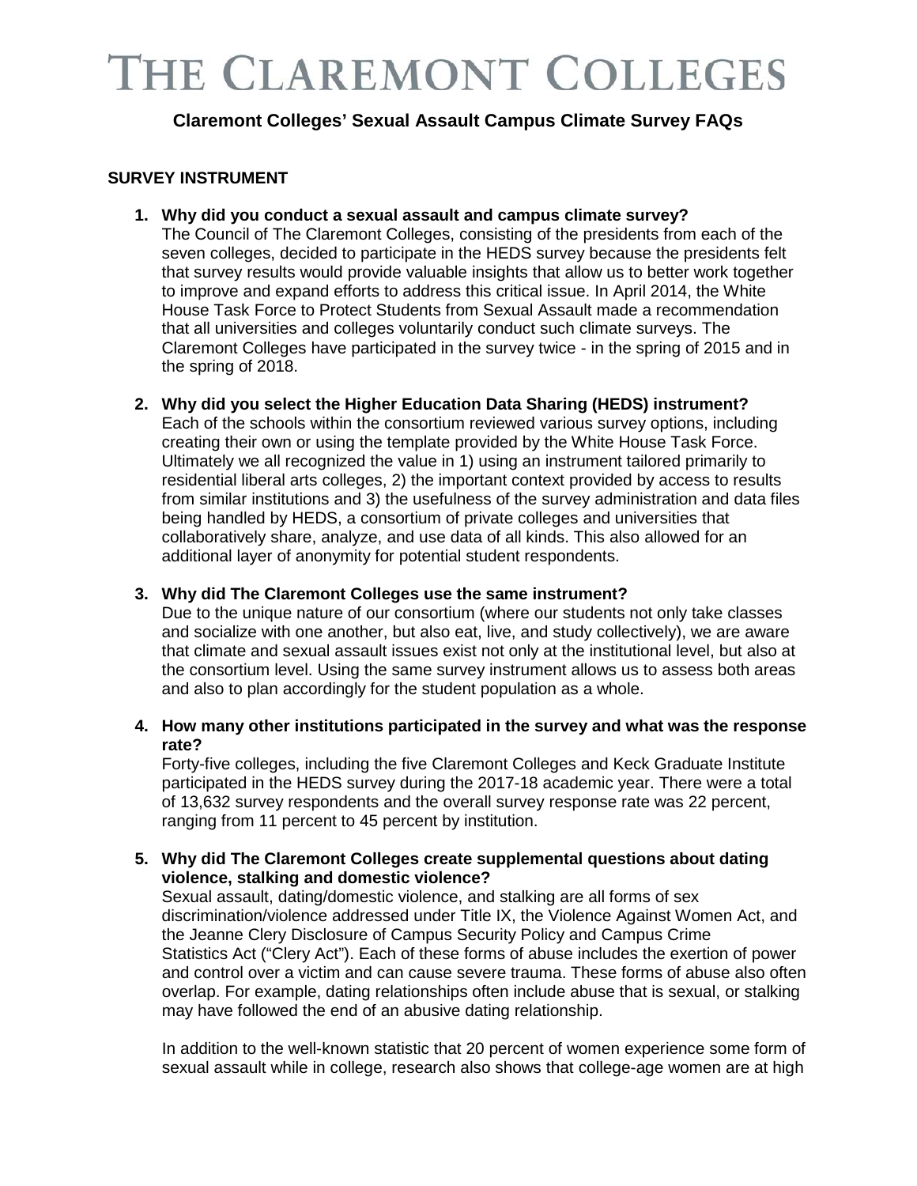# THE CLAREMONT COLLEGES

## Claremont Colleges' Sexual Assault Campus Climate Survey FAQs

### SURVEY INSTRUMENT

1. **Why did you conduct a sexual assault and campus climate survey?**
   The Council of The Claremont Colleges, consisting of the presidents from each of the seven colleges, decided to participate in the HEDS survey because the presidents felt that survey results would provide valuable insights that allow us to better work together to improve and expand efforts to address this critical issue. In April 2014, the White House Task Force to Protect Students from Sexual Assault made a recommendation that all universities and colleges voluntarily conduct such climate surveys. The Claremont Colleges have participated in the survey twice - in the spring of 2015 and in the spring of 2018.

2. **Why did you select the Higher Education Data Sharing (HEDS) instrument?**
   Each of the schools within the consortium reviewed various survey options, including creating their own or using the template provided by the White House Task Force. Ultimately we all recognized the value in 1) using an instrument tailored primarily to residential liberal arts colleges, 2) the important context provided by access to results from similar institutions and 3) the usefulness of the survey administration and data files being handled by HEDS, a consortium of private colleges and universities that collaboratively share, analyze, and use data of all kinds. This also allowed for an additional layer of anonymity for potential student respondents.

3. **Why did The Claremont Colleges use the same instrument?**
   Due to the unique nature of our consortium (where our students not only take classes and socialize with one another, but also eat, live, and study collectively), we are aware that climate and sexual assault issues exist not only at the institutional level, but also at the consortium level. Using the same survey instrument allows us to assess both areas and also to plan accordingly for the student population as a whole.

4. **How many other institutions participated in the survey and what was the response rate?**
   Forty-five colleges, including the five Claremont Colleges and Keck Graduate Institute participated in the HEDS survey during the 2017-18 academic year. There were a total of 13,632 survey respondents and the overall survey response rate was 22 percent, ranging from 11 percent to 45 percent by institution.

5. **Why did The Claremont Colleges create supplemental questions about dating violence, stalking and domestic violence?**
   Sexual assault, dating/domestic violence, and stalking are all forms of sex discrimination/violence addressed under Title IX, the Violence Against Women Act, and the Jeanne Clery Disclosure of Campus Security Policy and Campus Crime Statistics Act ("Clery Act"). Each of these forms of abuse includes the exertion of power and control over a victim and can cause severe trauma. These forms of abuse also often overlap. For example, dating relationships often include abuse that is sexual, or stalking may have followed the end of an abusive dating relationship.

   In addition to the well-known statistic that 20 percent of women experience some form of sexual assault while in college, research also shows that college-age women are at high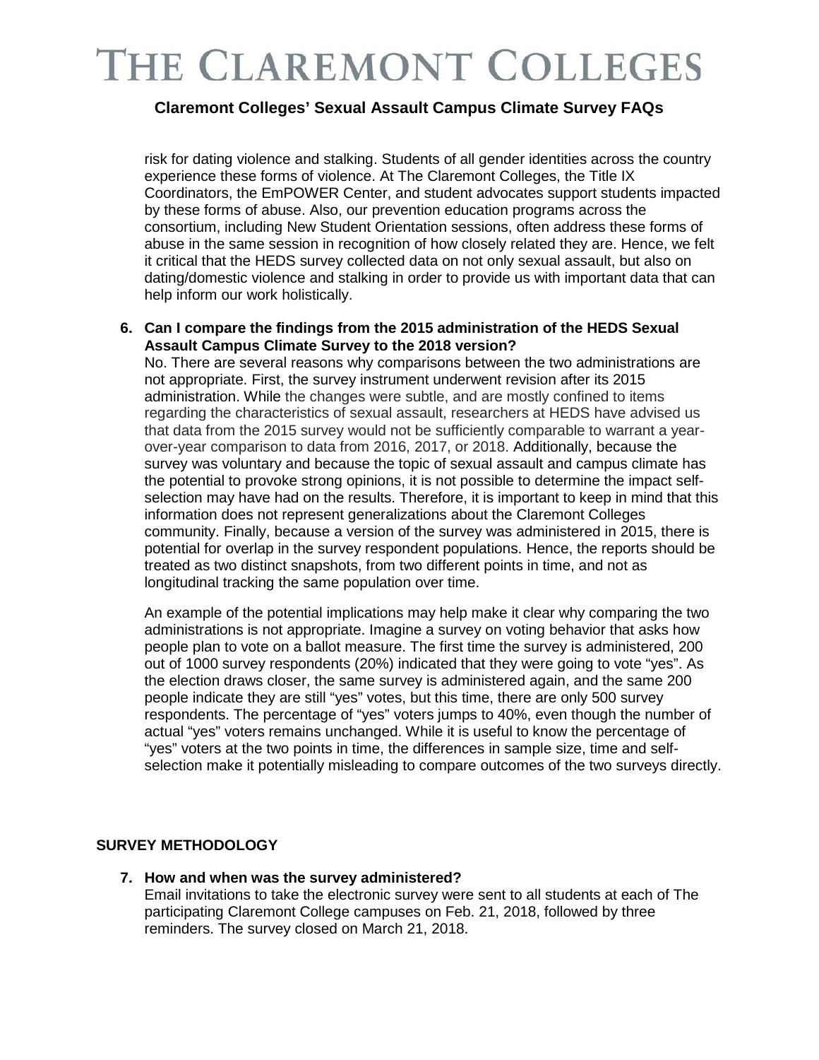risk for dating violence and stalking. Students of all gender identities across the country experience these forms of violence. At The Claremont Colleges, the Title IX Coordinators, the EmPOWER Center, and student advocates support students impacted by these forms of abuse. Also, our prevention education programs across the consortium, including New Student Orientation sessions, often address these forms of abuse in the same session in recognition of how closely related they are. Hence, we felt it critical that the HEDS survey collected data on not only sexual assault, but also on dating/domestic violence and stalking in order to provide us with important data that can help inform our work holistically.

6. **Can I compare the findings from the 2015 administration of the HEDS Sexual Assault Campus Climate Survey to the 2018 version?**

   No. There are several reasons why comparisons between the two administrations are not appropriate. First, the survey instrument underwent revision after its 2015 administration. While the changes were subtle, and are mostly confined to items regarding the characteristics of sexual assault, researchers at HEDS have advised us that data from the 2015 survey would not be sufficiently comparable to warrant a year-over-year comparison to data from 2016, 2017, or 2018. Additionally, because the survey was voluntary and because the topic of sexual assault and campus climate has the potential to provoke strong opinions, it is not possible to determine the impact self-selection may have had on the results. Therefore, it is important to keep in mind that this information does not represent generalizations about the Claremont Colleges community. Finally, because a version of the survey was administered in 2015, there is potential for overlap in the survey respondent populations. Hence, the reports should be treated as two distinct snapshots, from two different points in time, and not as longitudinal tracking the same population over time.

   An example of the potential implications may help make it clear why comparing the two administrations is not appropriate. Imagine a survey on voting behavior that asks how people plan to vote on a ballot measure. The first time the survey is administered, 200 out of 1000 survey respondents (20%) indicated that they were going to vote "yes". As the election draws closer, the same survey is administered again, and the same 200 people indicate they are still "yes" votes, but this time, there are only 500 survey respondents. The percentage of "yes" voters jumps to 40%, even though the number of actual "yes" voters remains unchanged. While it is useful to know the percentage of "yes" voters at the two points in time, the differences in sample size, time and self-selection make it potentially misleading to compare outcomes of the two surveys directly.

## SURVEY METHODOLOGY

7. **How and when was the survey administered?**

   Email invitations to take the electronic survey were sent to all students at each of The participating Claremont College campuses on Feb. 21, 2018, followed by three reminders. The survey closed on March 21, 2018.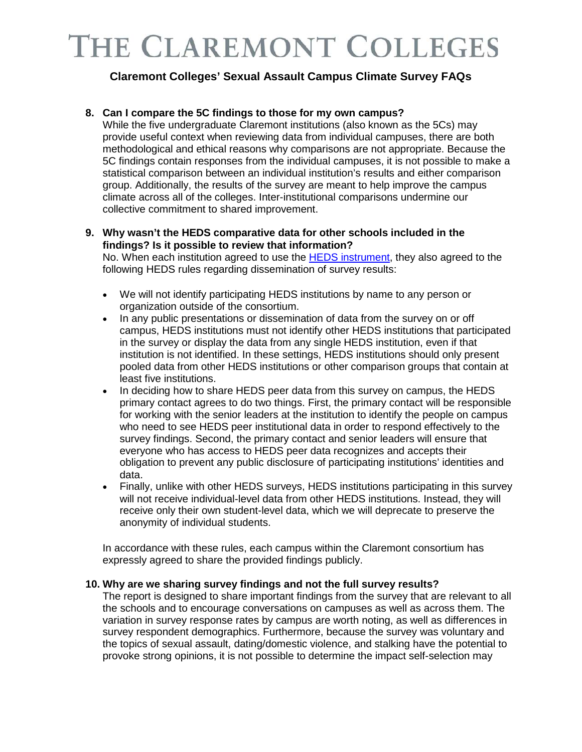# THE CLAREMONT COLLEGES

## Claremont Colleges' Sexual Assault Campus Climate Survey FAQs

8. **Can I compare the 5C findings to those for my own campus?**
   While the five undergraduate Claremont institutions (also known as the 5Cs) may provide useful context when reviewing data from individual campuses, there are both methodological and ethical reasons why comparisons are not appropriate. Because the 5C findings contain responses from the individual campuses, it is not possible to make a statistical comparison between an individual institution's results and either comparison group. Additionally, the results of the survey are meant to help improve the campus climate across all of the colleges. Inter-institutional comparisons undermine our collective commitment to shared improvement.

9. **Why wasn't the HEDS comparative data for other schools included in the findings? Is it possible to review that information?**
   No. When each institution agreed to use the [HEDS instrument](), they also agreed to the following HEDS rules regarding dissemination of survey results:

   - We will not identify participating HEDS institutions by name to any person or organization outside of the consortium.
   - In any public presentations or dissemination of data from the survey on or off campus, HEDS institutions must not identify other HEDS institutions that participated in the survey or display the data from any single HEDS institution, even if that institution is not identified. In these settings, HEDS institutions should only present pooled data from other HEDS institutions or other comparison groups that contain at least five institutions.
   - In deciding how to share HEDS peer data from this survey on campus, the HEDS primary contact agrees to do two things. First, the primary contact will be responsible for working with the senior leaders at the institution to identify the people on campus who need to see HEDS peer institutional data in order to respond effectively to the survey findings. Second, the primary contact and senior leaders will ensure that everyone who has access to HEDS peer data recognizes and accepts their obligation to prevent any public disclosure of participating institutions' identities and data.
   - Finally, unlike with other HEDS surveys, HEDS institutions participating in this survey will not receive individual-level data from other HEDS institutions. Instead, they will receive only their own student-level data, which we will deprecate to preserve the anonymity of individual students.

   In accordance with these rules, each campus within the Claremont consortium has expressly agreed to share the provided findings publicly.

10. **Why are we sharing survey findings and not the full survey results?**
    The report is designed to share important findings from the survey that are relevant to all the schools and to encourage conversations on campuses as well as across them. The variation in survey response rates by campus are worth noting, as well as differences in survey respondent demographics. Furthermore, because the survey was voluntary and the topics of sexual assault, dating/domestic violence, and stalking have the potential to provoke strong opinions, it is not possible to determine the impact self-selection may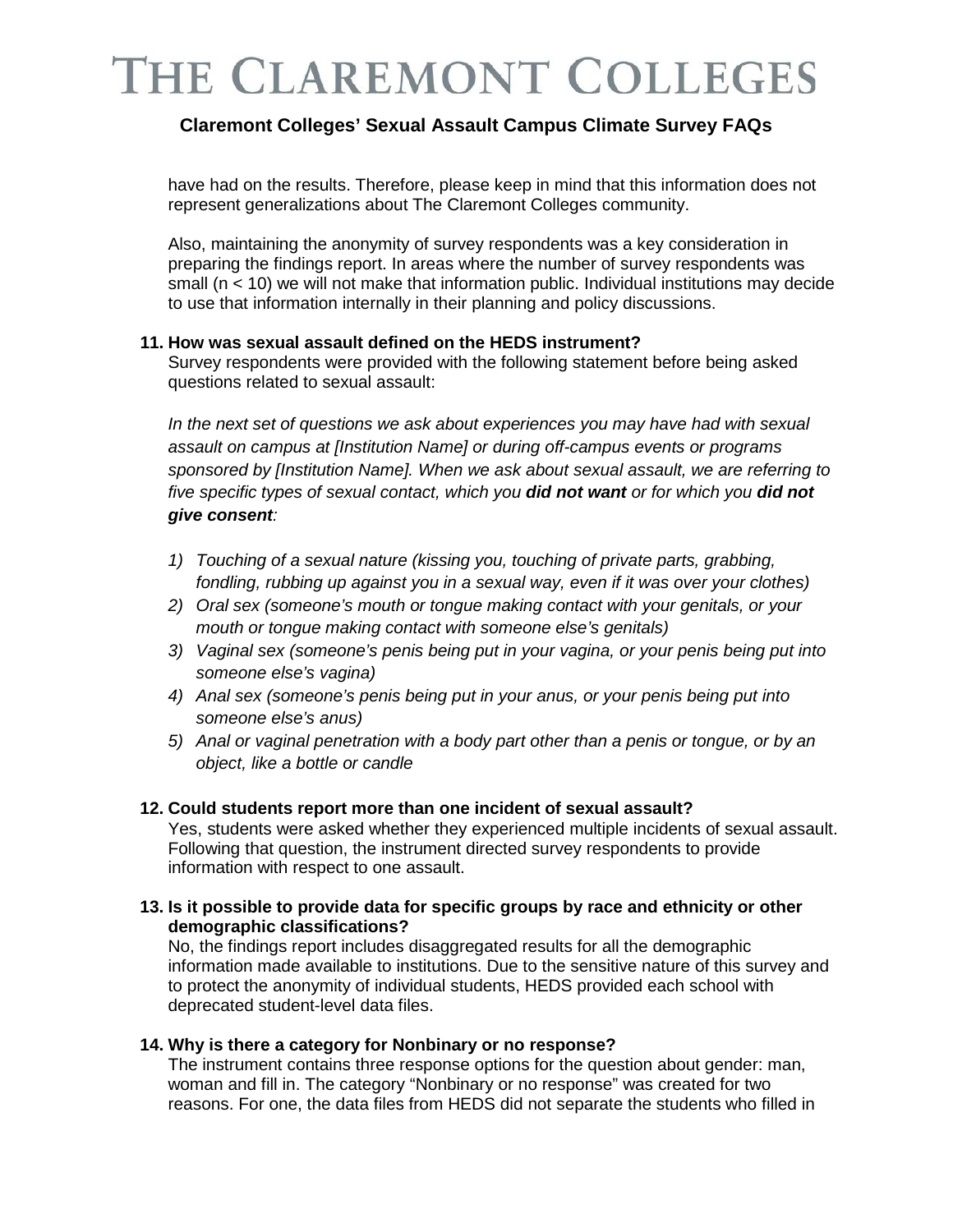have had on the results. Therefore, please keep in mind that this information does not represent generalizations about The Claremont Colleges community.

Also, maintaining the anonymity of survey respondents was a key consideration in preparing the findings report. In areas where the number of survey respondents was small (n < 10) we will not make that information public. Individual institutions may decide to use that information internally in their planning and policy discussions.

**11. How was sexual assault defined on the HEDS instrument?**

Survey respondents were provided with the following statement before being asked questions related to sexual assault:

*In the next set of questions we ask about experiences you may have had with sexual assault on campus at [Institution Name] or during off-campus events or programs sponsored by [Institution Name]. When we ask about sexual assault, we are referring to five specific types of sexual contact, which you **did not want** or for which you **did not give consent**:*

1) *Touching of a sexual nature (kissing you, touching of private parts, grabbing, fondling, rubbing up against you in a sexual way, even if it was over your clothes)*
2) *Oral sex (someone's mouth or tongue making contact with your genitals, or your mouth or tongue making contact with someone else's genitals)*
3) *Vaginal sex (someone's penis being put in your vagina, or your penis being put into someone else's vagina)*
4) *Anal sex (someone's penis being put in your anus, or your penis being put into someone else's anus)*
5) *Anal or vaginal penetration with a body part other than a penis or tongue, or by an object, like a bottle or candle*

**12. Could students report more than one incident of sexual assault?**

Yes, students were asked whether they experienced multiple incidents of sexual assault. Following that question, the instrument directed survey respondents to provide information with respect to one assault.

**13. Is it possible to provide data for specific groups by race and ethnicity or other demographic classifications?**

No, the findings report includes disaggregated results for all the demographic information made available to institutions. Due to the sensitive nature of this survey and to protect the anonymity of individual students, HEDS provided each school with deprecated student-level data files.

**14. Why is there a category for Nonbinary or no response?**

The instrument contains three response options for the question about gender: man, woman and fill in. The category "Nonbinary or no response" was created for two reasons. For one, the data files from HEDS did not separate the students who filled in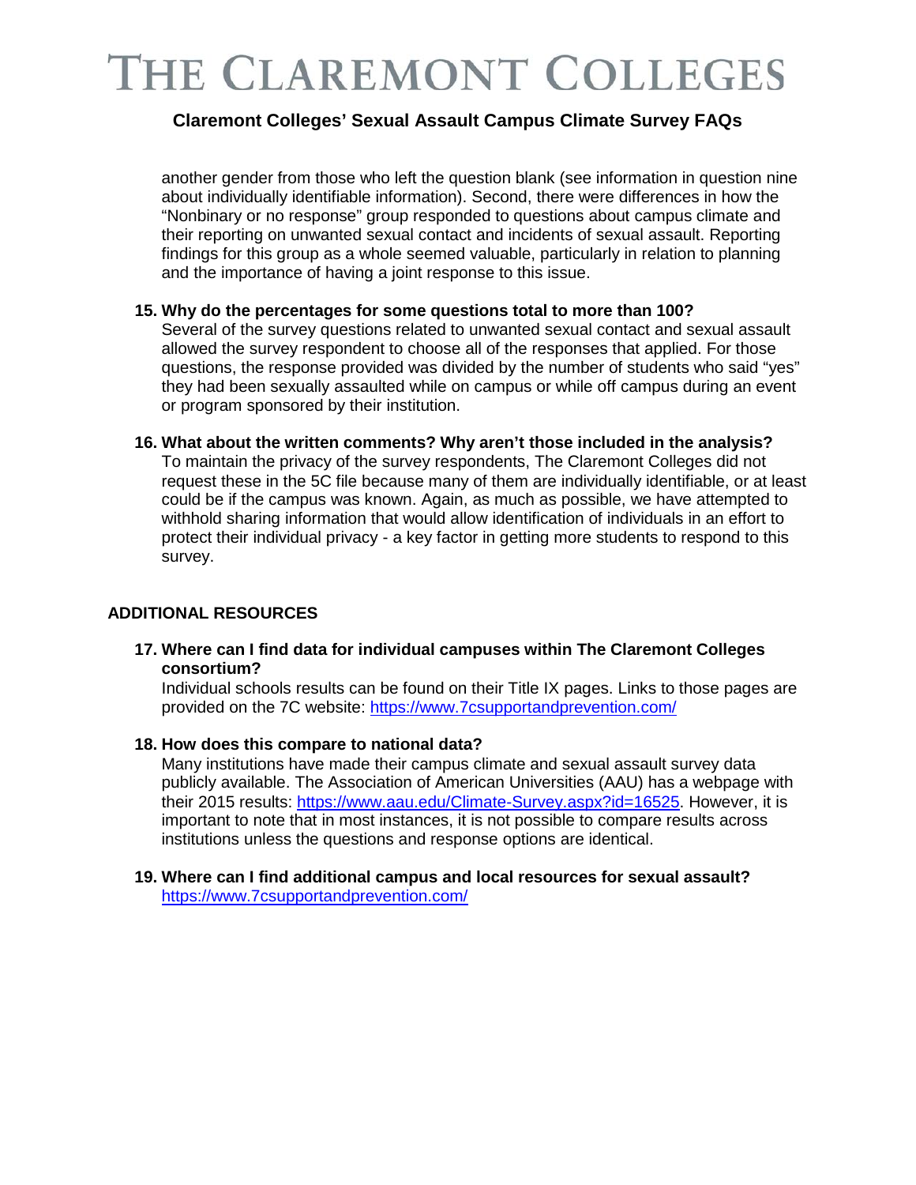another gender from those who left the question blank (see information in question nine about individually identifiable information). Second, there were differences in how the "Nonbinary or no response" group responded to questions about campus climate and their reporting on unwanted sexual contact and incidents of sexual assault. Reporting findings for this group as a whole seemed valuable, particularly in relation to planning and the importance of having a joint response to this issue.

15. **Why do the percentages for some questions total to more than 100?**
    Several of the survey questions related to unwanted sexual contact and sexual assault allowed the survey respondent to choose all of the responses that applied. For those questions, the response provided was divided by the number of students who said "yes" they had been sexually assaulted while on campus or while off campus during an event or program sponsored by their institution.

16. **What about the written comments? Why aren't those included in the analysis?**
    To maintain the privacy of the survey respondents, The Claremont Colleges did not request these in the 5C file because many of them are individually identifiable, or at least could be if the campus was known. Again, as much as possible, we have attempted to withhold sharing information that would allow identification of individuals in an effort to protect their individual privacy - a key factor in getting more students to respond to this survey.

## ADDITIONAL RESOURCES

17. **Where can I find data for individual campuses within The Claremont Colleges consortium?**
    Individual schools results can be found on their Title IX pages. Links to those pages are provided on the 7C website: [https://www.7csupportandprevention.com/](https://www.7csupportandprevention.com/)

18. **How does this compare to national data?**
    Many institutions have made their campus climate and sexual assault survey data publicly available. The Association of American Universities (AAU) has a webpage with their 2015 results: [https://www.aau.edu/Climate-Survey.aspx?id=16525](https://www.aau.edu/Climate-Survey.aspx?id=16525). However, it is important to note that in most instances, it is not possible to compare results across institutions unless the questions and response options are identical.

19. **Where can I find additional campus and local resources for sexual assault?**
    [https://www.7csupportandprevention.com/](https://www.7csupportandprevention.com/)